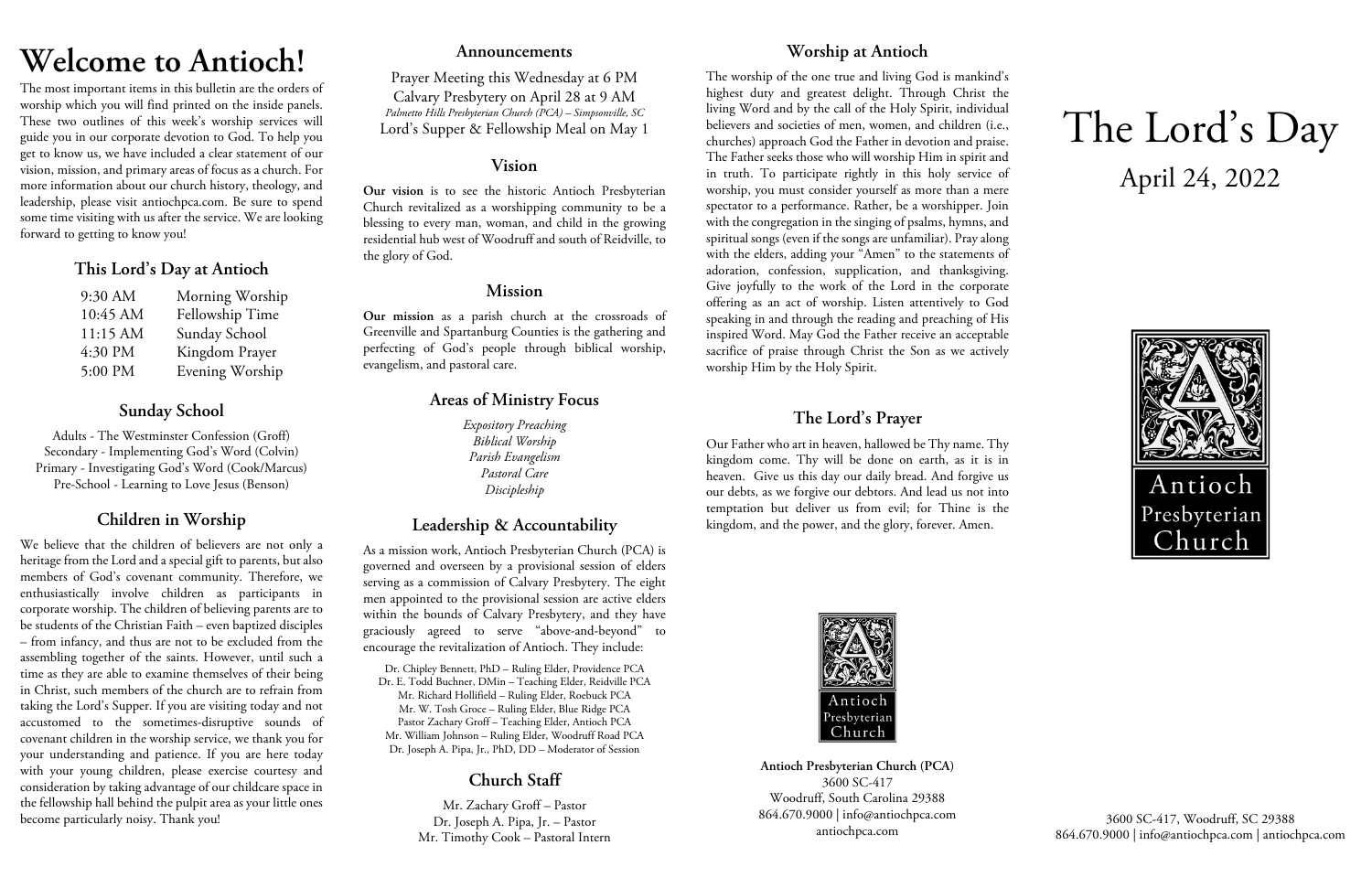# Welcome to Antioch!

The most important items in this bulletin are the orders of worship which you will find printed on the inside panels. These two outlines of this week's worship services will guide you in our corporate devotion to God. To help you get to know us, we have included a clear statement of our vision, mission, and primary areas of focus as a church. For more information about our church history, theology, and leadership, please visit antiochpca.com. Be sure to spend some time visiting with us after the service. We are looking forward to getting to know you!

## This Lord's Day at Antioch

| | |
|---|---|
| 9:30 AM | Morning Worship |
| 10:45 AM | Fellowship Time |
| 11:15 AM | Sunday School |
| 4:30 PM | Kingdom Prayer |
| 5:00 PM | Evening Worship |

## Sunday School

Adults - The Westminster Confession (Groff)
Secondary - Implementing God's Word (Colvin)
Primary - Investigating God's Word (Cook/Marcus)
Pre-School - Learning to Love Jesus (Benson)

## Children in Worship

We believe that the children of believers are not only a heritage from the Lord and a special gift to parents, but also members of God's covenant community. Therefore, we enthusiastically involve children as participants in corporate worship. The children of believing parents are to be students of the Christian Faith – even baptized disciples – from infancy, and thus are not to be excluded from the assembling together of the saints. However, until such a time as they are able to examine themselves of their being in Christ, such members of the church are to refrain from taking the Lord's Supper. If you are visiting today and not accustomed to the sometimes-disruptive sounds of covenant children in the worship service, we thank you for your understanding and patience. If you are here today with your young children, please exercise courtesy and consideration by taking advantage of our childcare space in the fellowship hall behind the pulpit area as your little ones become particularly noisy. Thank you!

## Announcements

Prayer Meeting this Wednesday at 6 PM
Calvary Presbytery on April 28 at 9 AM
*Palmetto Hills Presbyterian Church (PCA) – Simpsonville, SC*
Lord's Supper & Fellowship Meal on May 1

## Vision

**Our vision** is to see the historic Antioch Presbyterian Church revitalized as a worshipping community to be a blessing to every man, woman, and child in the growing residential hub west of Woodruff and south of Reidville, to the glory of God.

## Mission

**Our mission** as a parish church at the crossroads of Greenville and Spartanburg Counties is the gathering and perfecting of God's people through biblical worship, evangelism, and pastoral care.

## Areas of Ministry Focus

*Expository Preaching*
*Biblical Worship*
*Parish Evangelism*
*Pastoral Care*
*Discipleship*

## Leadership & Accountability

As a mission work, Antioch Presbyterian Church (PCA) is governed and overseen by a provisional session of elders serving as a commission of Calvary Presbytery. The eight men appointed to the provisional session are active elders within the bounds of Calvary Presbytery, and they have graciously agreed to serve "above-and-beyond" to encourage the revitalization of Antioch. They include:

Dr. Chipley Bennett, PhD – Ruling Elder, Providence PCA
Dr. E. Todd Buchner, DMin – Teaching Elder, Reidville PCA
Mr. Richard Hollifield – Ruling Elder, Roebuck PCA
Mr. W. Tosh Groce – Ruling Elder, Blue Ridge PCA
Pastor Zachary Groff – Teaching Elder, Antioch PCA
Mr. William Johnson – Ruling Elder, Woodruff Road PCA
Dr. Joseph A. Pipa, Jr., PhD, DD – Moderator of Session

## Church Staff

Mr. Zachary Groff – Pastor
Dr. Joseph A. Pipa, Jr. – Pastor
Mr. Timothy Cook – Pastoral Intern

## Worship at Antioch

The worship of the one true and living God is mankind's highest duty and greatest delight. Through Christ the living Word and by the call of the Holy Spirit, individual believers and societies of men, women, and children (i.e., churches) approach God the Father in devotion and praise. The Father seeks those who will worship Him in spirit and in truth. To participate rightly in this holy service of worship, you must consider yourself as more than a mere spectator to a performance. Rather, be a worshipper. Join with the congregation in the singing of psalms, hymns, and spiritual songs (even if the songs are unfamiliar). Pray along with the elders, adding your "Amen" to the statements of adoration, confession, supplication, and thanksgiving. Give joyfully to the work of the Lord in the corporate offering as an act of worship. Listen attentively to God speaking in and through the reading and preaching of His inspired Word. May God the Father receive an acceptable sacrifice of praise through Christ the Son as we actively worship Him by the Holy Spirit.

## The Lord's Prayer

Our Father who art in heaven, hallowed be Thy name. Thy kingdom come. Thy will be done on earth, as it is in heaven. Give us this day our daily bread. And forgive us our debts, as we forgive our debtors. And lead us not into temptation but deliver us from evil; for Thine is the kingdom, and the power, and the glory, forever. Amen.

Antioch Presbyterian Church

**Antioch Presbyterian Church (PCA)**
3600 SC-417
Woodruff, South Carolina 29388
864.670.9000 | info@antiochpca.com
antiochpca.com

# The Lord's Day

## April 24, 2022

Antioch Presbyterian Church

3600 SC-417, Woodruff, SC 29388
864.670.9000 | info@antiochpca.com | antiochpca.com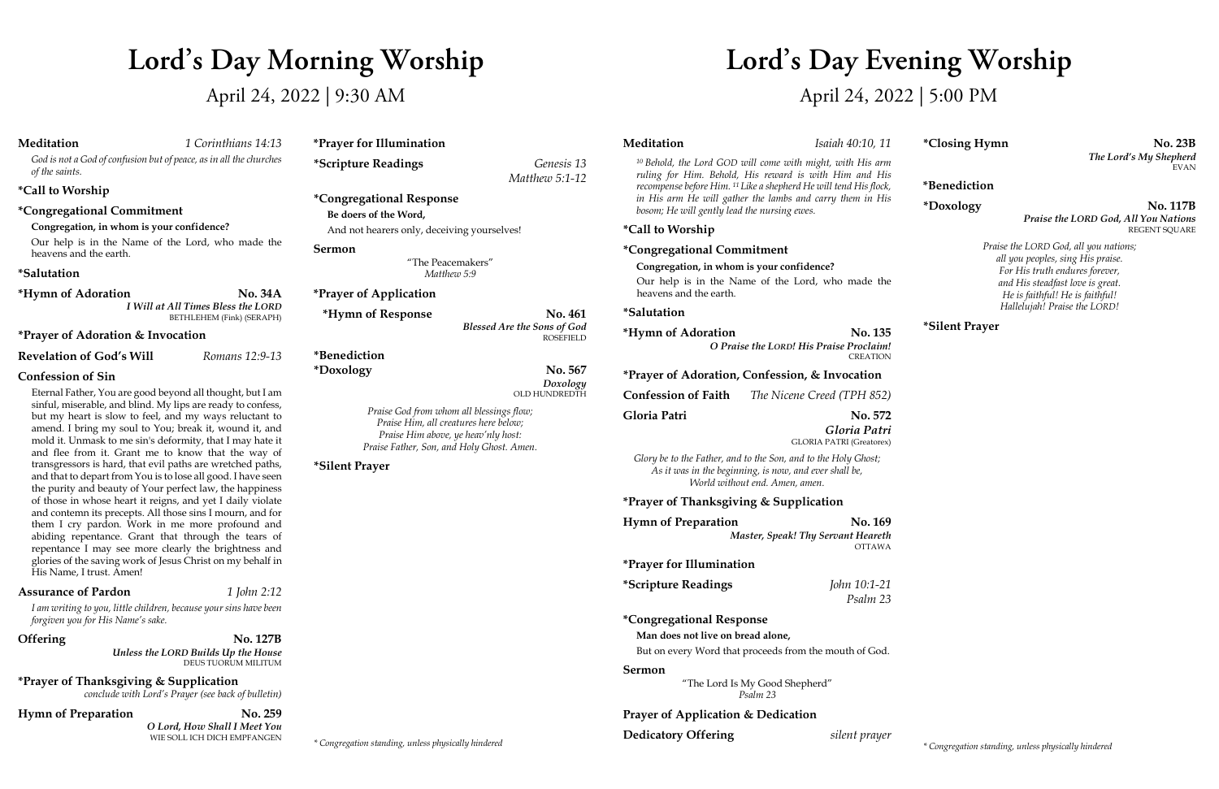# Lord's Day Morning Worship

## April 24, 2022 | 9:30 AM

**Meditation** *1 Corinthians 14:13*

*God is not a God of confusion but of peace, as in all the churches of the saints.*

**\*Call to Worship**

**\*Congregational Commitment**

**Congregation, in whom is your confidence?**

Our help is in the Name of the Lord, who made the heavens and the earth.

**\*Salutation**

**\*Hymn of Adoration** **No. 34A**
***I Will at All Times Bless the LORD***
BETHLEHEM (Fink) (SERAPH)

**\*Prayer of Adoration & Invocation**

**Revelation of God's Will** *Romans 12:9-13*

**Confession of Sin**

Eternal Father, You are good beyond all thought, but I am sinful, miserable, and blind. My lips are ready to confess, but my heart is slow to feel, and my ways reluctant to amend. I bring my soul to You; break it, wound it, and mold it. Unmask to me sin's deformity, that I may hate it and flee from it. Grant me to know that the way of transgressors is hard, that evil paths are wretched paths, and that to depart from You is to lose all good. I have seen the purity and beauty of Your perfect law, the happiness of those in whose heart it reigns, and yet I daily violate and contemn its precepts. All those sins I mourn, and for them I cry pardon. Work in me more profound and abiding repentance. Grant that through the tears of repentance I may see more clearly the brightness and glories of the saving work of Jesus Christ on my behalf in His Name, I trust. Amen!

**Assurance of Pardon** *1 John 2:12*

*I am writing to you, little children, because your sins have been forgiven you for His Name's sake.*

**Offering** **No. 127B**
***Unless the LORD Builds Up the House***
DEUS TUORUM MILITUM

**\*Prayer of Thanksgiving & Supplication**
*conclude with Lord's Prayer (see back of bulletin)*

**Hymn of Preparation** **No. 259**
***O Lord, How Shall I Meet You***
WIE SOLL ICH DICH EMPFANGEN

**\*Prayer for Illumination**

**\*Scripture Readings** *Genesis 13*
*Matthew 5:1-12*

**\*Congregational Response**

**Be doers of the Word,**

And not hearers only, deceiving yourselves!

**Sermon**

"The Peacemakers"
*Matthew 5:9*

**\*Prayer of Application**

**\*Hymn of Response** **No. 461**
***Blessed Are the Sons of God***
ROSEFIELD

**\*Benediction**

**\*Doxology** **No. 567**
***Doxology***
OLD HUNDREDTH

*Praise God from whom all blessings flow;*
*Praise Him, all creatures here below;*
*Praise Him above, ye heav'nly host:*
*Praise Father, Son, and Holy Ghost. Amen.*

**\*Silent Prayer**

*\* Congregation standing, unless physically hindered*

# Lord's Day Evening Worship

## April 24, 2022 | 5:00 PM

**Meditation** *Isaiah 40:10, 11*

*[10] Behold, the Lord GOD will come with might, with His arm ruling for Him. Behold, His reward is with Him and His recompense before Him. [11] Like a shepherd He will tend His flock, in His arm He will gather the lambs and carry them in His bosom; He will gently lead the nursing ewes.*

**\*Call to Worship**

**\*Congregational Commitment**

**Congregation, in whom is your confidence?**

Our help is in the Name of the Lord, who made the heavens and the earth.

**\*Salutation**

**\*Hymn of Adoration** **No. 135**
***O Praise the LORD! His Praise Proclaim!***
CREATION

**\*Prayer of Adoration, Confession, & Invocation**

**Confession of Faith** *The Nicene Creed (TPH 852)*

**Gloria Patri** **No. 572**
***Gloria Patri***
GLORIA PATRI (Greatorex)

*Glory be to the Father, and to the Son, and to the Holy Ghost;*
*As it was in the beginning, is now, and ever shall be,*
*World without end. Amen, amen.*

**\*Prayer of Thanksgiving & Supplication**

**Hymn of Preparation** **No. 169**
***Master, Speak! Thy Servant Heareth***
OTTAWA

**\*Prayer for Illumination**

**\*Scripture Readings** *John 10:1-21*
*Psalm 23*

**\*Congregational Response**

**Man does not live on bread alone,**

But on every Word that proceeds from the mouth of God.

**Sermon**

"The Lord Is My Good Shepherd"
*Psalm 23*

**Prayer of Application & Dedication**

**Dedicatory Offering** *silent prayer*

**\*Closing Hymn** **No. 23B**
***The Lord's My Shepherd***
EVAN

**\*Benediction**

**\*Doxology** **No. 117B**
***Praise the LORD God, All You Nations***
REGENT SQUARE

*Praise the LORD God, all you nations;*
*all you peoples, sing His praise.*
*For His truth endures forever,*
*and His steadfast love is great.*
*He is faithful! He is faithful!*
*Hallelujah! Praise the LORD!*

**\*Silent Prayer**

*\* Congregation standing, unless physically hindered*